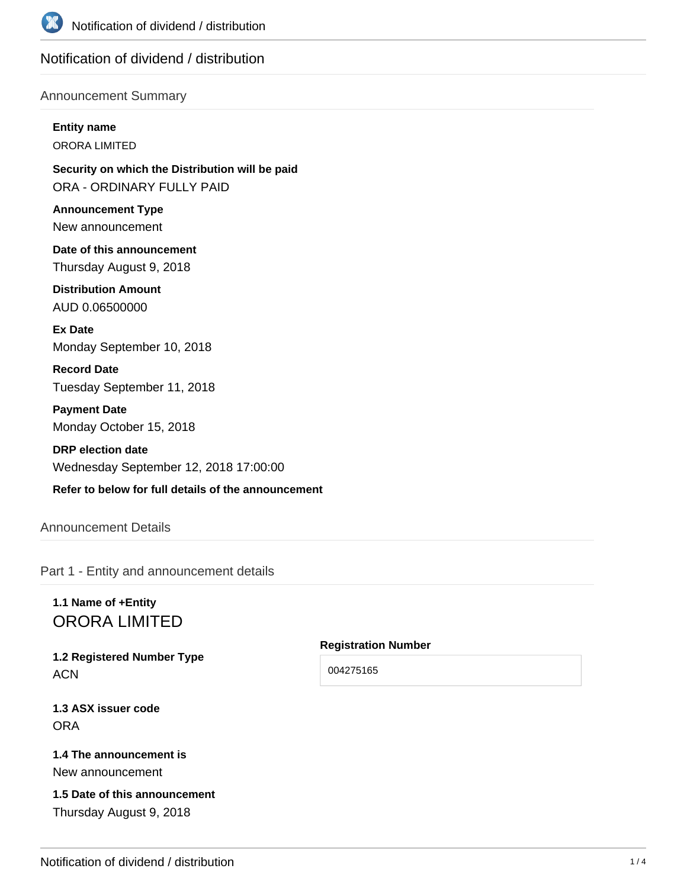# Notification of dividend / distribution

## Announcement Summary

**Entity name**

ORORA LIMITED

**Security on which the Distribution will be paid**

ORA - ORDINARY FULLY PAID

**Announcement Type**

New announcement

**Date of this announcement**

Thursday August 9, 2018

**Distribution Amount**

AUD 0.06500000

**Ex Date**

Monday September 10, 2018

**Record Date**

Tuesday September 11, 2018

**Payment Date**

Monday October 15, 2018

**DRP election date**

Wednesday September 12, 2018 17:00:00

**Refer to below for full details of the announcement**

## Announcement Details

### Part 1 - Entity and announcement details

**1.1 Name of +Entity**

ORORA LIMITED

**1.2 Registered Number Type**

ACN

**Registration Number**

004275165

**1.3 ASX issuer code**

ORA

**1.4 The announcement is**

New announcement

**1.5 Date of this announcement**

Thursday August 9, 2018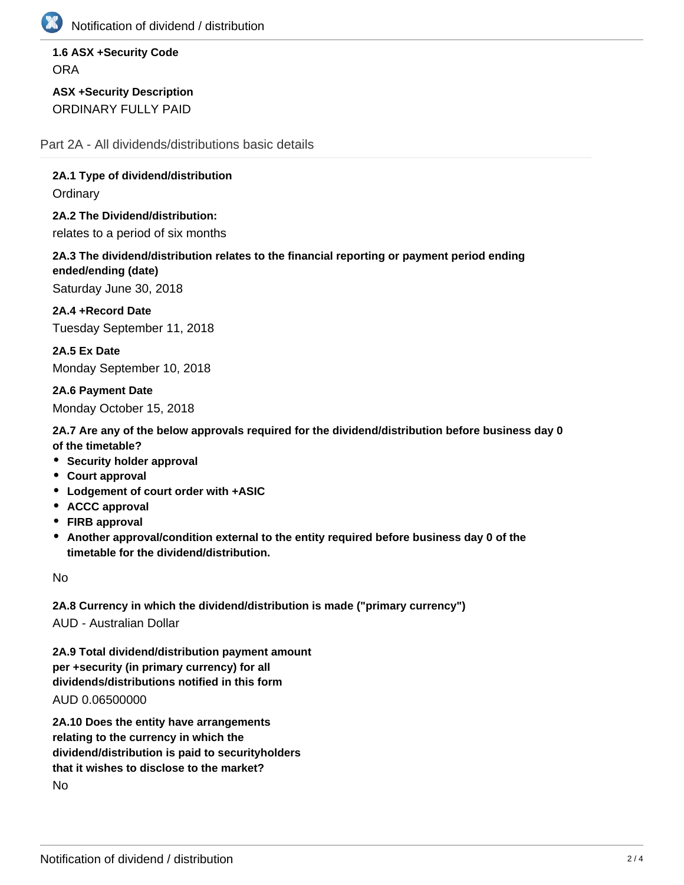**1.6 ASX +Security Code**

ORA

**ASX +Security Description**

ORDINARY FULLY PAID

## Part 2A - All dividends/distributions basic details

**2A.1 Type of dividend/distribution**

Ordinary

**2A.2 The Dividend/distribution:**

relates to a period of six months

**2A.3 The dividend/distribution relates to the financial reporting or payment period ending ended/ending (date)**

Saturday June 30, 2018

**2A.4 +Record Date**

Tuesday September 11, 2018

**2A.5 Ex Date**

Monday September 10, 2018

**2A.6 Payment Date**

Monday October 15, 2018

**2A.7 Are any of the below approvals required for the dividend/distribution before business day 0 of the timetable?**

- **Security holder approval**
- **Court approval**
- **Lodgement of court order with +ASIC**
- **ACCC approval**
- **FIRB approval**
- **Another approval/condition external to the entity required before business day 0 of the timetable for the dividend/distribution.**

No

**2A.8 Currency in which the dividend/distribution is made ("primary currency")**

AUD - Australian Dollar

**2A.9 Total dividend/distribution payment amount per +security (in primary currency) for all dividends/distributions notified in this form**

AUD 0.06500000

**2A.10 Does the entity have arrangements relating to the currency in which the dividend/distribution is paid to securityholders that it wishes to disclose to the market?**

No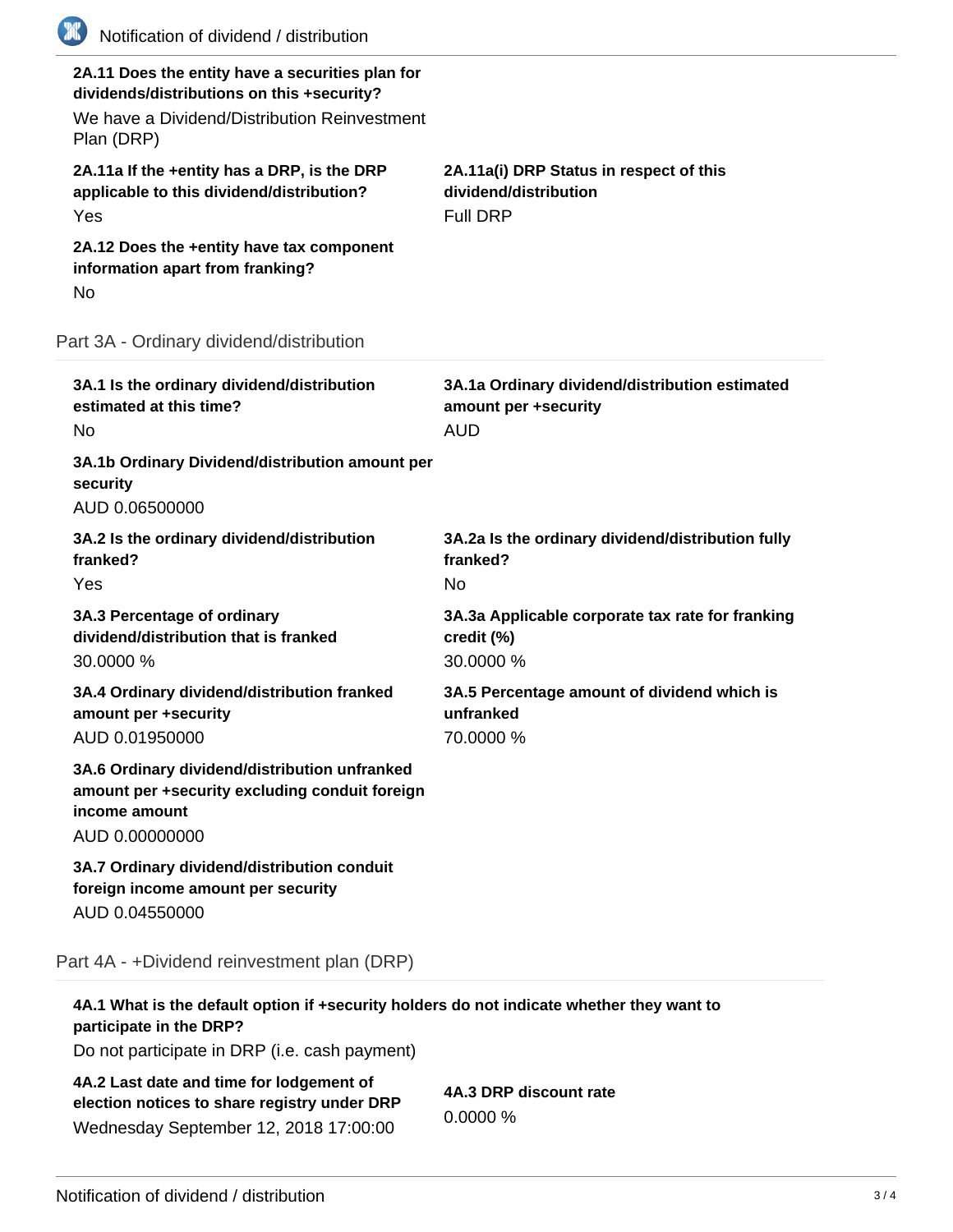**2A.11 Does the entity have a securities plan for dividends/distributions on this +security?**

We have a Dividend/Distribution Reinvestment Plan (DRP)

**2A.11a If the +entity has a DRP, is the DRP applicable to this dividend/distribution?**

Yes

**2A.11a(i) DRP Status in respect of this dividend/distribution**

Full DRP

**2A.12 Does the +entity have tax component information apart from franking?**

No

## Part 3A - Ordinary dividend/distribution

**3A.1 Is the ordinary dividend/distribution estimated at this time?**

No

**3A.1a Ordinary dividend/distribution estimated amount per +security**

AUD

**3A.1b Ordinary Dividend/distribution amount per security**

AUD 0.06500000

**3A.2 Is the ordinary dividend/distribution franked?**

Yes

**3A.2a Is the ordinary dividend/distribution fully franked?**

No

**3A.3 Percentage of ordinary dividend/distribution that is franked**

30.0000 %

**3A.3a Applicable corporate tax rate for franking credit (%)**

30.0000 %

**3A.4 Ordinary dividend/distribution franked amount per +security**

AUD 0.01950000

**3A.5 Percentage amount of dividend which is unfranked**

70.0000 %

**3A.6 Ordinary dividend/distribution unfranked amount per +security excluding conduit foreign income amount**

AUD 0.00000000

**3A.7 Ordinary dividend/distribution conduit foreign income amount per security**

AUD 0.04550000

## Part 4A - +Dividend reinvestment plan (DRP)

**4A.1 What is the default option if +security holders do not indicate whether they want to participate in the DRP?**

Do not participate in DRP (i.e. cash payment)

**4A.2 Last date and time for lodgement of election notices to share registry under DRP**

Wednesday September 12, 2018 17:00:00

**4A.3 DRP discount rate**

0.0000 %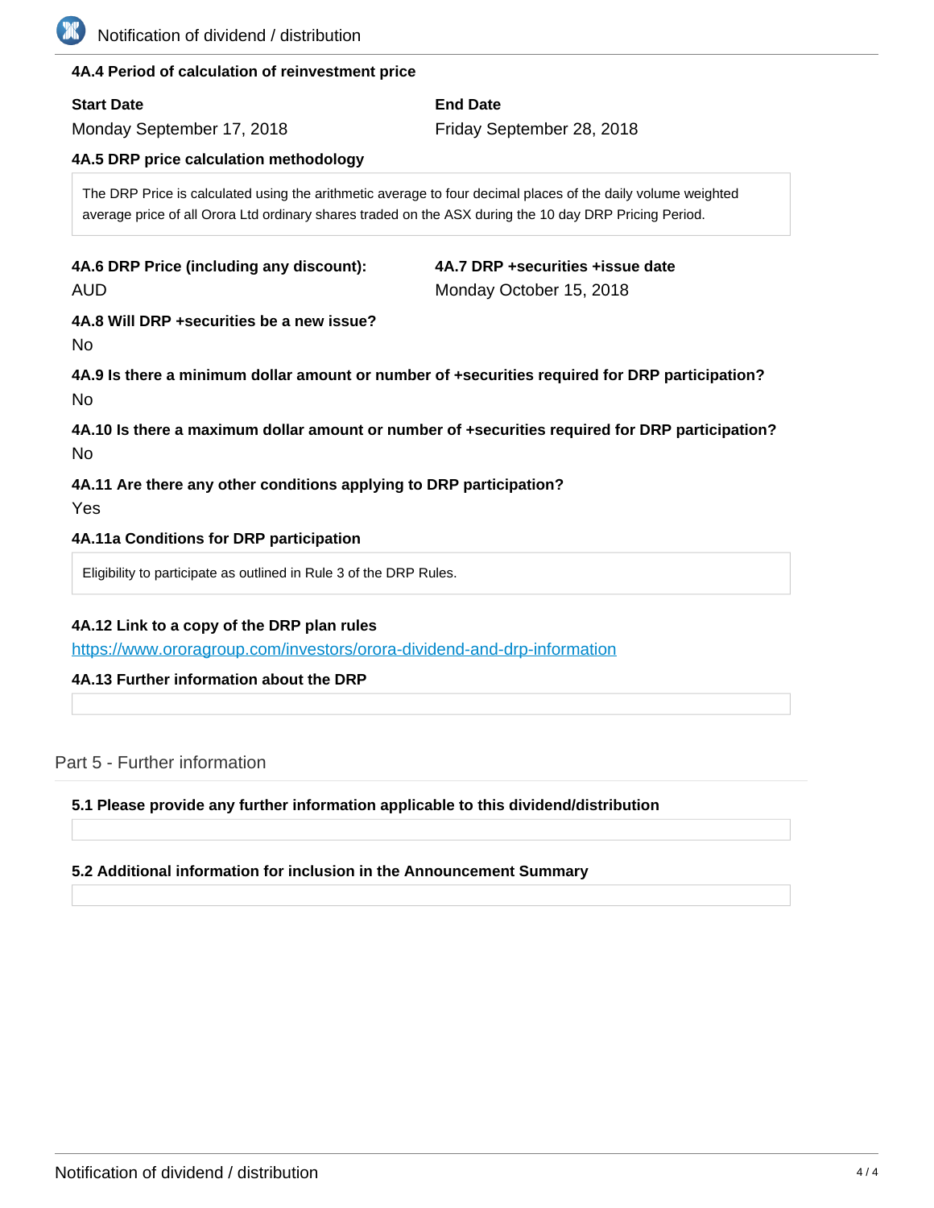#### 4A.4 Period of calculation of reinvestment price

**Start Date**
Monday September 17, 2018

**End Date**
Friday September 28, 2018

#### 4A.5 DRP price calculation methodology

The DRP Price is calculated using the arithmetic average to four decimal places of the daily volume weighted average price of all Orora Ltd ordinary shares traded on the ASX during the 10 day DRP Pricing Period.

**4A.6 DRP Price (including any discount):**
AUD

**4A.7 DRP +securities +issue date**
Monday October 15, 2018

**4A.8 Will DRP +securities be a new issue?**
No

**4A.9 Is there a minimum dollar amount or number of +securities required for DRP participation?**
No

**4A.10 Is there a maximum dollar amount or number of +securities required for DRP participation?**
No

**4A.11 Are there any other conditions applying to DRP participation?**
Yes

**4A.11a Conditions for DRP participation**

Eligibility to participate as outlined in Rule 3 of the DRP Rules.

**4A.12 Link to a copy of the DRP plan rules**
https://www.ororagroup.com/investors/orora-dividend-and-drp-information

**4A.13 Further information about the DRP**

## Part 5 - Further information

**5.1 Please provide any further information applicable to this dividend/distribution**

**5.2 Additional information for inclusion in the Announcement Summary**